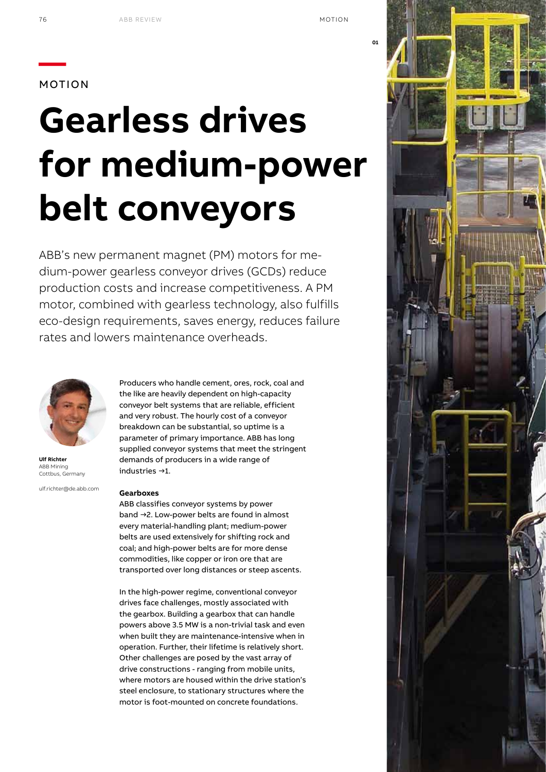MOTION

# Gearless drives for medium-power belt conveyors

ABB's new permanent magnet (PM) motors for medium-power gearless conveyor drives (GCDs) reduce production costs and increase competitiveness. A PM motor, combined with gearless technology, also fulfills eco-design requirements, saves energy, reduces failure rates and lowers maintenance overheads.

**Ulf Richter**
ABB Mining
Cottbus, Germany

ulf.richter@de.abb.com

Producers who handle cement, ores, rock, coal and the like are heavily dependent on high-capacity conveyor belt systems that are reliable, efficient and very robust. The hourly cost of a conveyor breakdown can be substantial, so uptime is a parameter of primary importance. ABB has long supplied conveyor systems that meet the stringent demands of producers in a wide range of industries →1.

**Gearboxes**

ABB classifies conveyor systems by power band →2. Low-power belts are found in almost every material-handling plant; medium-power belts are used extensively for shifting rock and coal; and high-power belts are for more dense commodities, like copper or iron ore that are transported over long distances or steep ascents.

In the high-power regime, conventional conveyor drives face challenges, mostly associated with the gearbox. Building a gearbox that can handle powers above 3.5 MW is a non-trivial task and even when built they are maintenance-intensive when in operation. Further, their lifetime is relatively short. Other challenges are posed by the vast array of drive constructions - ranging from mobile units, where motors are housed within the drive station's steel enclosure, to stationary structures where the motor is foot-mounted on concrete foundations.

01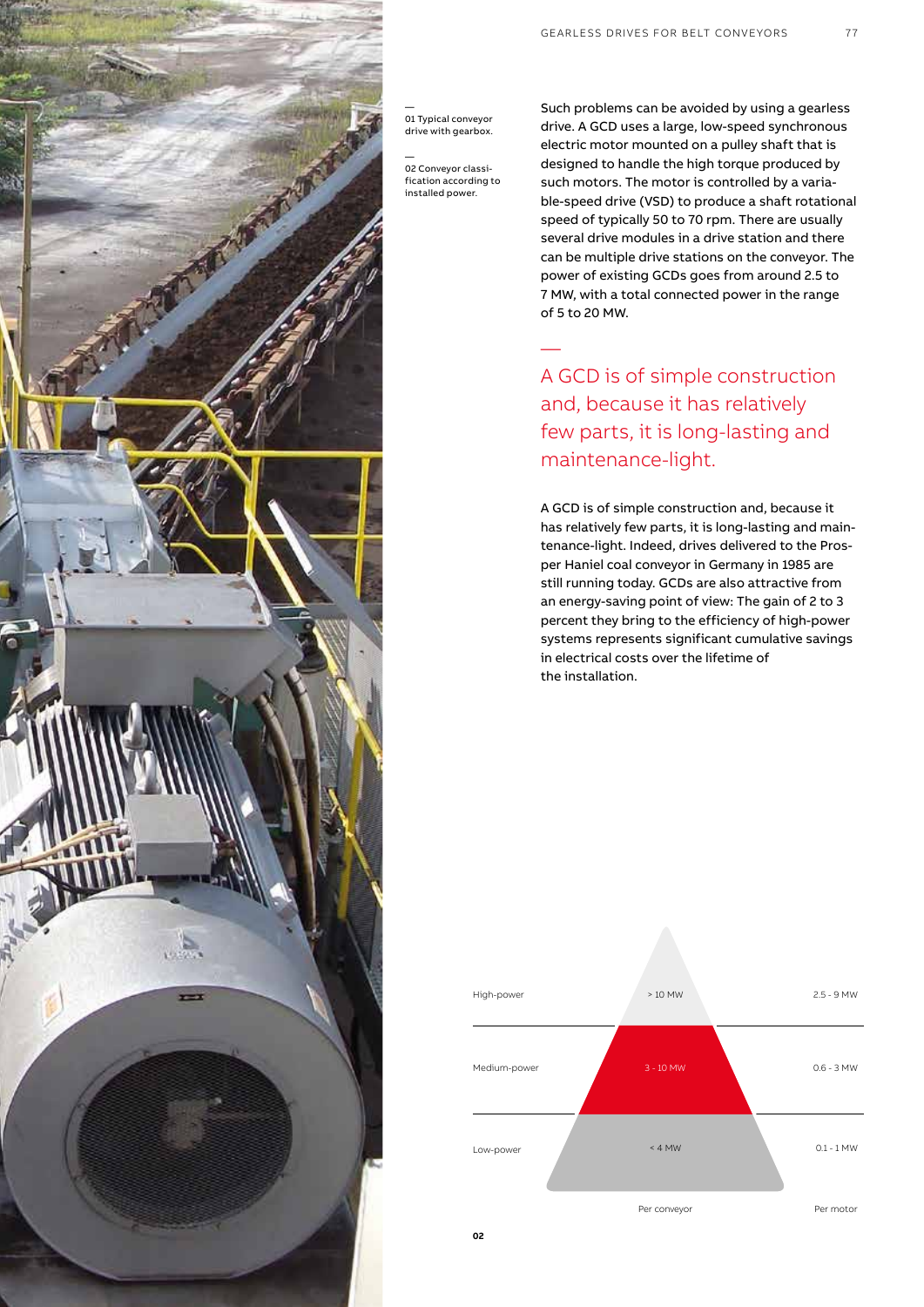01 Typical conveyor drive with gearbox.

02 Conveyor classification according to installed power.

Such problems can be avoided by using a gearless drive. A GCD uses a large, low-speed synchronous electric motor mounted on a pulley shaft that is designed to handle the high torque produced by such motors. The motor is controlled by a variable-speed drive (VSD) to produce a shaft rotational speed of typically 50 to 70 rpm. There are usually several drive modules in a drive station and there can be multiple drive stations on the conveyor. The power of existing GCDs goes from around 2.5 to 7 MW, with a total connected power in the range of 5 to 20 MW.

> A GCD is of simple construction and, because it has relatively few parts, it is long-lasting and maintenance-light.

A GCD is of simple construction and, because it has relatively few parts, it is long-lasting and maintenance-light. Indeed, drives delivered to the Prosper Haniel coal conveyor in Germany in 1985 are still running today. GCDs are also attractive from an energy-saving point of view: The gain of 2 to 3 percent they bring to the efficiency of high-power systems represents significant cumulative savings in electrical costs over the lifetime of the installation.

| | Per conveyor | Per motor |
|---|---|---|
| High-power | > 10 MW | 2.5 - 9 MW |
| Medium-power | 3 - 10 MW | 0.6 - 3 MW |
| Low-power | < 4 MW | 0.1 - 1 MW |

02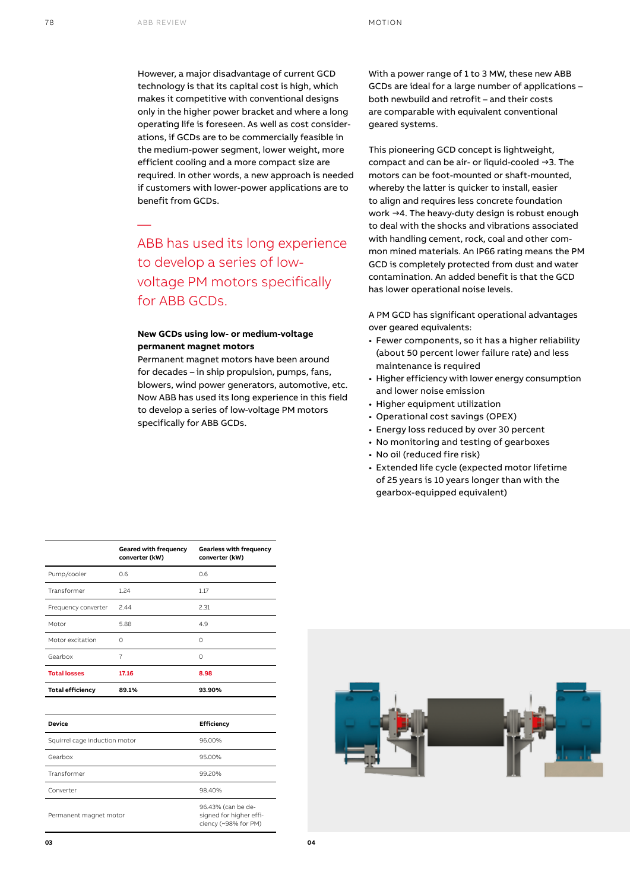However, a major disadvantage of current GCD technology is that its capital cost is high, which makes it competitive with conventional designs only in the higher power bracket and where a long operating life is foreseen. As well as cost considerations, if GCDs are to be commercially feasible in the medium-power segment, lower weight, more efficient cooling and a more compact size are required. In other words, a new approach is needed if customers with lower-power applications are to benefit from GCDs.

—

ABB has used its long experience to develop a series of low-voltage PM motors specifically for ABB GCDs.

**New GCDs using low- or medium-voltage permanent magnet motors**

Permanent magnet motors have been around for decades – in ship propulsion, pumps, fans, blowers, wind power generators, automotive, etc. Now ABB has used its long experience in this field to develop a series of low-voltage PM motors specifically for ABB GCDs.

With a power range of 1 to 3 MW, these new ABB GCDs are ideal for a large number of applications – both newbuild and retrofit – and their costs are comparable with equivalent conventional geared systems.

This pioneering GCD concept is lightweight, compact and can be air- or liquid-cooled →3. The motors can be foot-mounted or shaft-mounted, whereby the latter is quicker to install, easier to align and requires less concrete foundation work →4. The heavy-duty design is robust enough to deal with the shocks and vibrations associated with handling cement, rock, coal and other common mined materials. An IP66 rating means the PM GCD is completely protected from dust and water contamination. An added benefit is that the GCD has lower operational noise levels.

A PM GCD has significant operational advantages over geared equivalents:

- Fewer components, so it has a higher reliability (about 50 percent lower failure rate) and less maintenance is required
- Higher efficiency with lower energy consumption and lower noise emission
- Higher equipment utilization
- Operational cost savings (OPEX)
- Energy loss reduced by over 30 percent
- No monitoring and testing of gearboxes
- No oil (reduced fire risk)
- Extended life cycle (expected motor lifetime of 25 years is 10 years longer than with the gearbox-equipped equivalent)

| | Geared with frequency converter (kW) | Gearless with frequency converter (kW) |
|---|---|---|
| Pump/cooler | 0.6 | 0.6 |
| Transformer | 1.24 | 1.17 |
| Frequency converter | 2.44 | 2.31 |
| Motor | 5.88 | 4.9 |
| Motor excitation | 0 | 0 |
| Gearbox | 7 | 0 |
| **Total losses** | **17.16** | **8.98** |
| **Total efficiency** | **89.1%** | **93.90%** |

| Device | Efficiency |
|---|---|
| Squirrel cage induction motor | 96.00% |
| Gearbox | 95.00% |
| Transformer | 99.20% |
| Converter | 98.40% |
| Permanent magnet motor | 96.43% (can be designed for higher efficiency (~98% for PM) |

03

04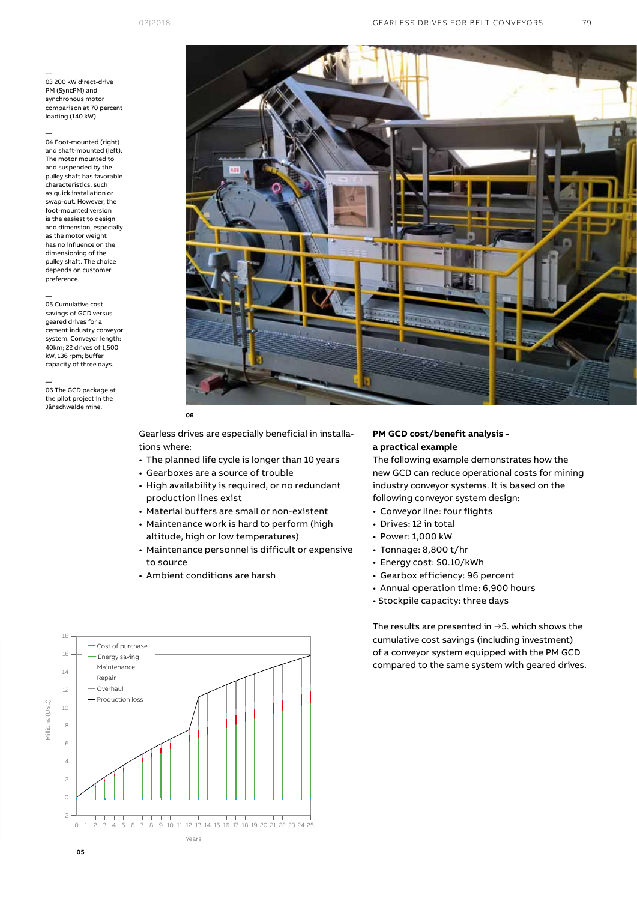—
03 200 kW direct-drive PM (SyncPM) and synchronous motor comparison at 70 percent loading (140 kW).

—
04 Foot-mounted (right) and shaft-mounted (left). The motor mounted to and suspended by the pulley shaft has favorable characteristics, such as quick installation or swap-out. However, the foot-mounted version is the easiest to design and dimension, especially as the motor weight has no influence on the dimensioning of the pulley shaft. The choice depends on customer preference.

—
05 Cumulative cost savings of GCD versus geared drives for a cement industry conveyor system. Conveyor length: 40km; 22 drives of 1,500 kW, 136 rpm; buffer capacity of three days.

—
06 The GCD package at the pilot project in the Jänschwalde mine.

06

Gearless drives are especially beneficial in installations where:

- The planned life cycle is longer than 10 years
- Gearboxes are a source of trouble
- High availability is required, or no redundant production lines exist
- Material buffers are small or non-existent
- Maintenance work is hard to perform (high altitude, high or low temperatures)
- Maintenance personnel is difficult or expensive to source
- Ambient conditions are harsh

05

## PM GCD cost/benefit analysis - a practical example

The following example demonstrates how the new GCD can reduce operational costs for mining industry conveyor systems. It is based on the following conveyor system design:

- Conveyor line: four flights
- Drives: 12 in total
- Power: 1,000 kW
- Tonnage: 8,800 t/hr
- Energy cost: $0.10/kWh
- Gearbox efficiency: 96 percent
- Annual operation time: 6,900 hours
- Stockpile capacity: three days

The results are presented in →5. which shows the cumulative cost savings (including investment) of a conveyor system equipped with the PM GCD compared to the same system with geared drives.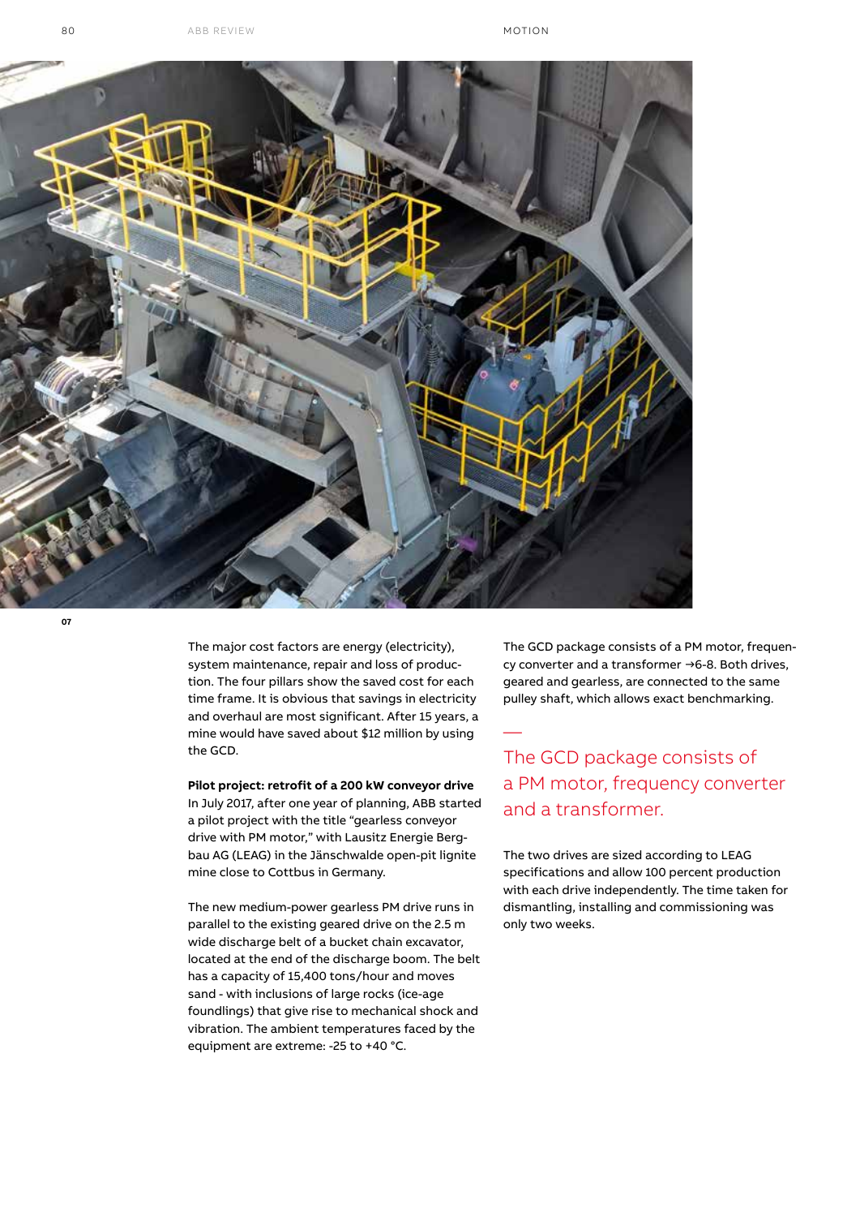07

The major cost factors are energy (electricity), system maintenance, repair and loss of production. The four pillars show the saved cost for each time frame. It is obvious that savings in electricity and overhaul are most significant. After 15 years, a mine would have saved about $12 million by using the GCD.

**Pilot project: retrofit of a 200 kW conveyor drive**

In July 2017, after one year of planning, ABB started a pilot project with the title "gearless conveyor drive with PM motor," with Lausitz Energie Bergbau AG (LEAG) in the Jänschwalde open-pit lignite mine close to Cottbus in Germany.

The new medium-power gearless PM drive runs in parallel to the existing geared drive on the 2.5 m wide discharge belt of a bucket chain excavator, located at the end of the discharge boom. The belt has a capacity of 15,400 tons/hour and moves sand - with inclusions of large rocks (ice-age foundlings) that give rise to mechanical shock and vibration. The ambient temperatures faced by the equipment are extreme: -25 to +40 °C.

The GCD package consists of a PM motor, frequency converter and a transformer →6-8. Both drives, geared and gearless, are connected to the same pulley shaft, which allows exact benchmarking.

> The GCD package consists of a PM motor, frequency converter and a transformer.

The two drives are sized according to LEAG specifications and allow 100 percent production with each drive independently. The time taken for dismantling, installing and commissioning was only two weeks.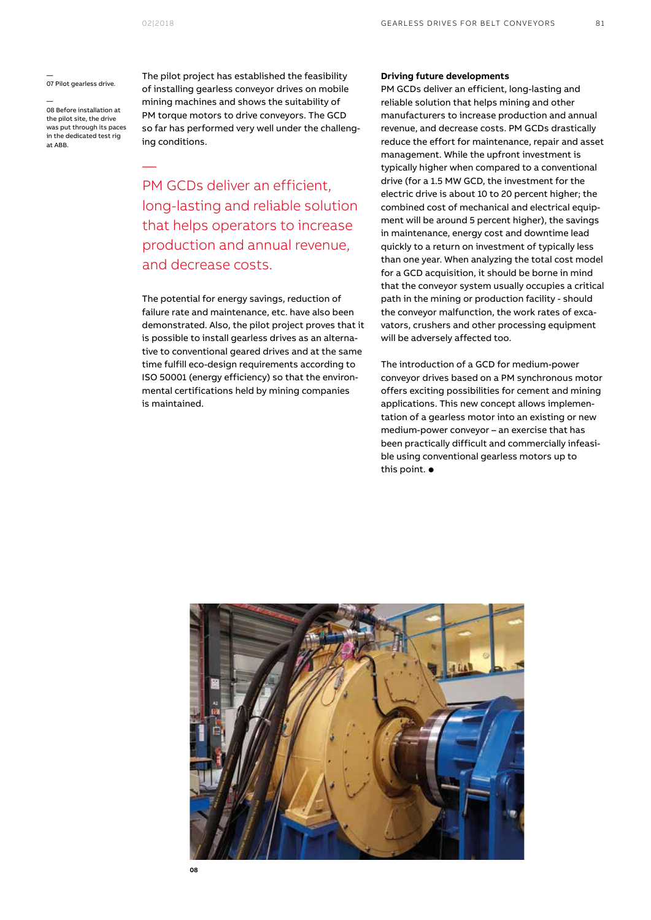— 07 Pilot gearless drive.

— 08 Before installation at the pilot site, the drive was put through its paces in the dedicated test rig at ABB.

The pilot project has established the feasibility of installing gearless conveyor drives on mobile mining machines and shows the suitability of PM torque motors to drive conveyors. The GCD so far has performed very well under the challenging conditions.

—

PM GCDs deliver an efficient, long-lasting and reliable solution that helps operators to increase production and annual revenue, and decrease costs.

The potential for energy savings, reduction of failure rate and maintenance, etc. have also been demonstrated. Also, the pilot project proves that it is possible to install gearless drives as an alternative to conventional geared drives and at the same time fulfill eco-design requirements according to ISO 50001 (energy efficiency) so that the environmental certifications held by mining companies is maintained.

**Driving future developments**

PM GCDs deliver an efficient, long-lasting and reliable solution that helps mining and other manufacturers to increase production and annual revenue, and decrease costs. PM GCDs drastically reduce the effort for maintenance, repair and asset management. While the upfront investment is typically higher when compared to a conventional drive (for a 1.5 MW GCD, the investment for the electric drive is about 10 to 20 percent higher; the combined cost of mechanical and electrical equipment will be around 5 percent higher), the savings in maintenance, energy cost and downtime lead quickly to a return on investment of typically less than one year. When analyzing the total cost model for a GCD acquisition, it should be borne in mind that the conveyor system usually occupies a critical path in the mining or production facility - should the conveyor malfunction, the work rates of excavators, crushers and other processing equipment will be adversely affected too.

The introduction of a GCD for medium-power conveyor drives based on a PM synchronous motor offers exciting possibilities for cement and mining applications. This new concept allows implementation of a gearless motor into an existing or new medium-power conveyor – an exercise that has been practically difficult and commercially infeasible using conventional gearless motors up to this point. ●

08